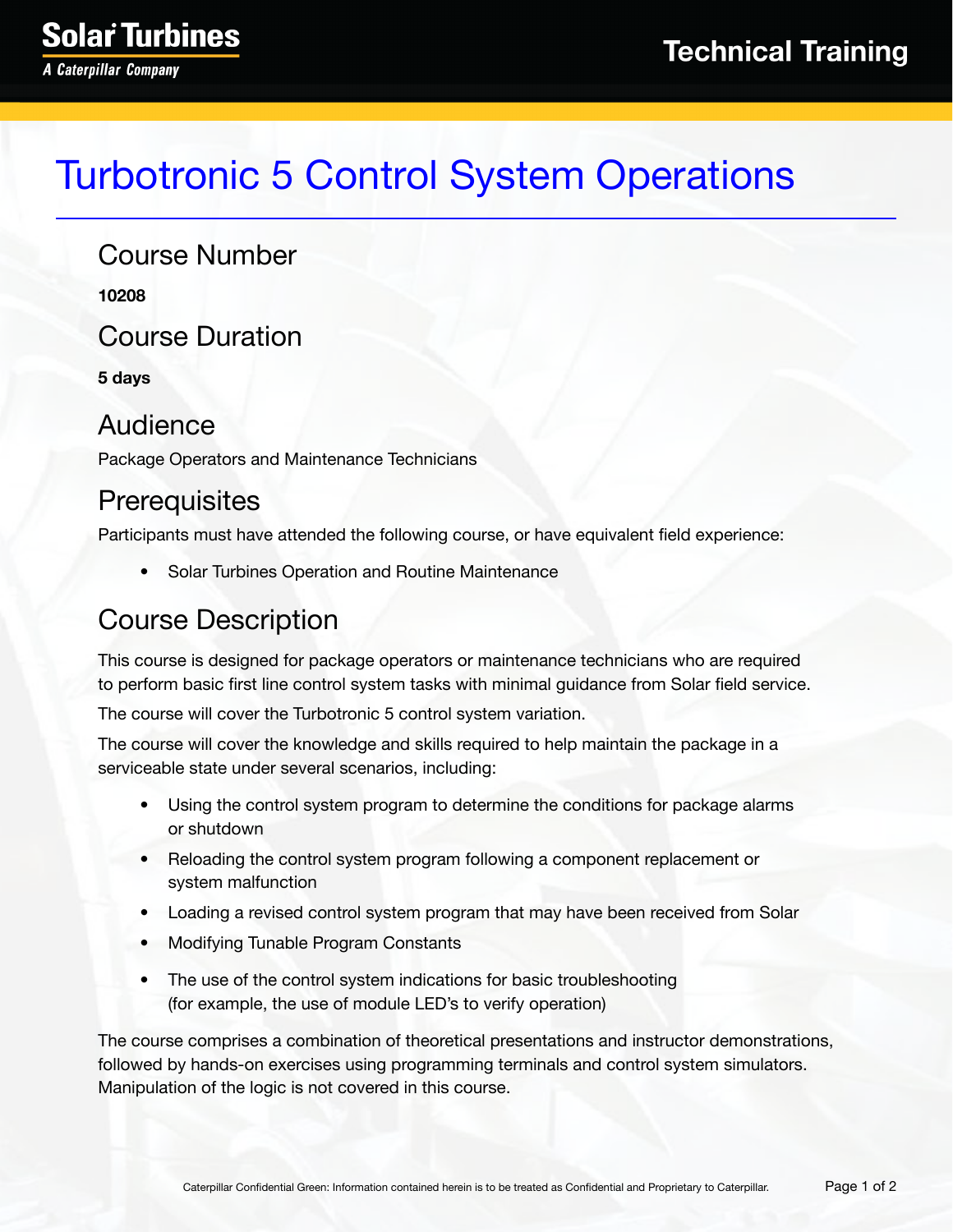Solar Turbines

*A Caterpillar Company*

Technical Training

# Turbotronic 5 Control System Operations

## Course Number

**10208**

## Course Duration

**5 days**

## Audience

Package Operators and Maintenance Technicians

## Prerequisites

Participants must have attended the following course, or have equivalent field experience:

- Solar Turbines Operation and Routine Maintenance

## Course Description

This course is designed for package operators or maintenance technicians who are required to perform basic first line control system tasks with minimal guidance from Solar field service.

The course will cover the Turbotronic 5 control system variation.

The course will cover the knowledge and skills required to help maintain the package in a serviceable state under several scenarios, including:

- Using the control system program to determine the conditions for package alarms or shutdown
- Reloading the control system program following a component replacement or system malfunction
- Loading a revised control system program that may have been received from Solar
- Modifying Tunable Program Constants
- The use of the control system indications for basic troubleshooting (for example, the use of module LED's to verify operation)

The course comprises a combination of theoretical presentations and instructor demonstrations, followed by hands-on exercises using programming terminals and control system simulators. Manipulation of the logic is not covered in this course.

Caterpillar Confidential Green: Information contained herein is to be treated as Confidential and Proprietary to Caterpillar.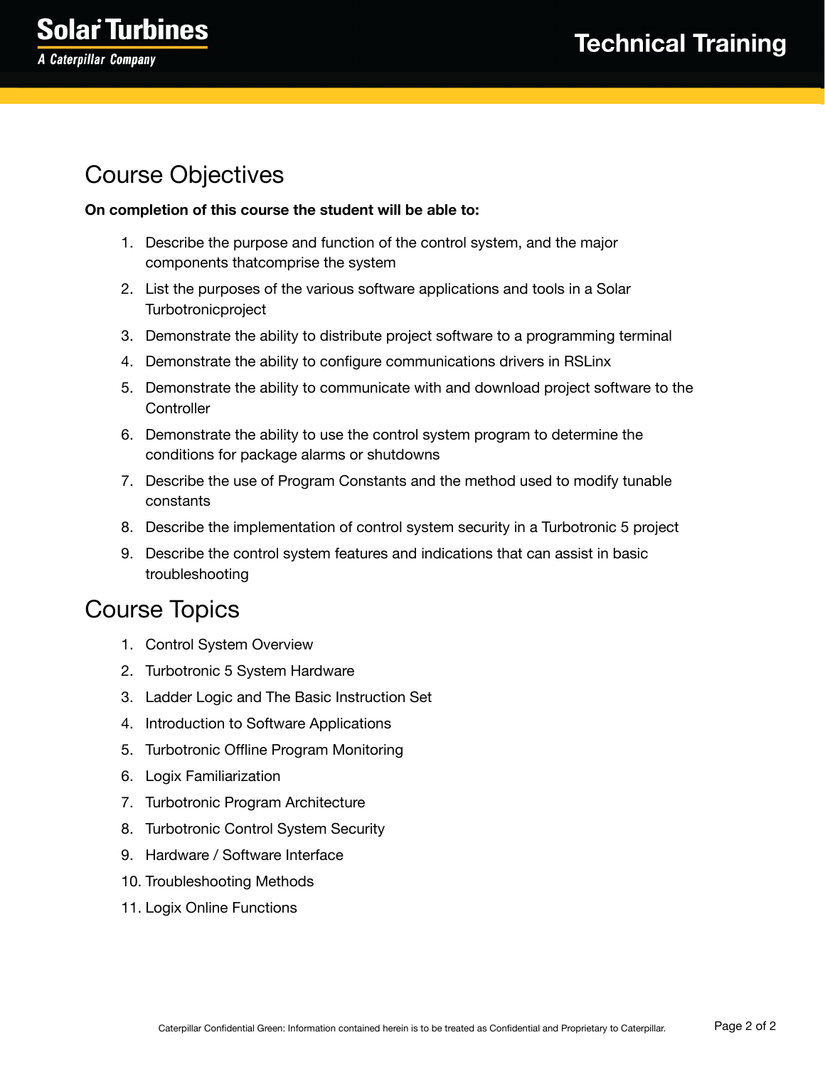## Course Objectives

**On completion of this course the student will be able to:**

1. Describe the purpose and function of the control system, and the major components thatcomprise the system
2. List the purposes of the various software applications and tools in a Solar Turbotronicproject
3. Demonstrate the ability to distribute project software to a programming terminal
4. Demonstrate the ability to configure communications drivers in RSLinx
5. Demonstrate the ability to communicate with and download project software to the Controller
6. Demonstrate the ability to use the control system program to determine the conditions for package alarms or shutdowns
7. Describe the use of Program Constants and the method used to modify tunable constants
8. Describe the implementation of control system security in a Turbotronic 5 project
9. Describe the control system features and indications that can assist in basic troubleshooting

## Course Topics

1. Control System Overview
2. Turbotronic 5 System Hardware
3. Ladder Logic and The Basic Instruction Set
4. Introduction to Software Applications
5. Turbotronic Offline Program Monitoring
6. Logix Familiarization
7. Turbotronic Program Architecture
8. Turbotronic Control System Security
9. Hardware / Software Interface
10. Troubleshooting Methods
11. Logix Online Functions

Caterpillar Confidential Green: Information contained herein is to be treated as Confidential and Proprietary to Caterpillar.